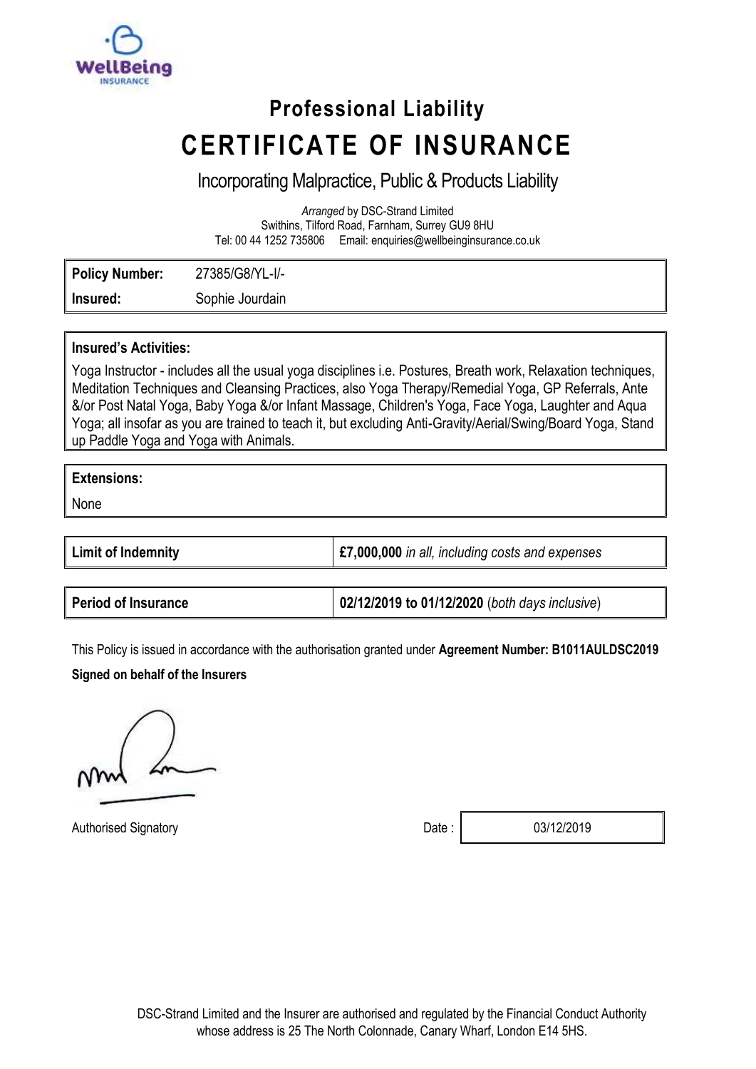WellBeing
INSURANCE

## Professional Liability

# CERTIFICATE OF INSURANCE

Incorporating Malpractice, Public & Products Liability

*Arranged* by DSC-Strand Limited
Swithins, Tilford Road, Farnham, Surrey GU9 8HU
Tel: 00 44 1252 735806 Email: enquiries@wellbeinginsurance.co.uk

| | |
|---|---|
| **Policy Number:** | 27385/G8/YL-I/- |
| **Insured:** | Sophie Jourdain |

**Insured's Activities:**

Yoga Instructor - includes all the usual yoga disciplines i.e. Postures, Breath work, Relaxation techniques, Meditation Techniques and Cleansing Practices, also Yoga Therapy/Remedial Yoga, GP Referrals, Ante &/or Post Natal Yoga, Baby Yoga &/or Infant Massage, Children's Yoga, Face Yoga, Laughter and Aqua Yoga; all insofar as you are trained to teach it, but excluding Anti-Gravity/Aerial/Swing/Board Yoga, Stand up Paddle Yoga and Yoga with Animals.

**Extensions:**

None

| | |
|---|---|
| **Limit of Indemnity** | **£7,000,000** *in all, including costs and expenses* |
| **Period of Insurance** | **02/12/2019 to 01/12/2020** (*both days inclusive*) |

This Policy is issued in accordance with the authorisation granted under **Agreement Number: B1011AULDSC2019**

**Signed on behalf of the Insurers**

Authorised Signatory

Date : 03/12/2019

DSC-Strand Limited and the Insurer are authorised and regulated by the Financial Conduct Authority whose address is 25 The North Colonnade, Canary Wharf, London E14 5HS.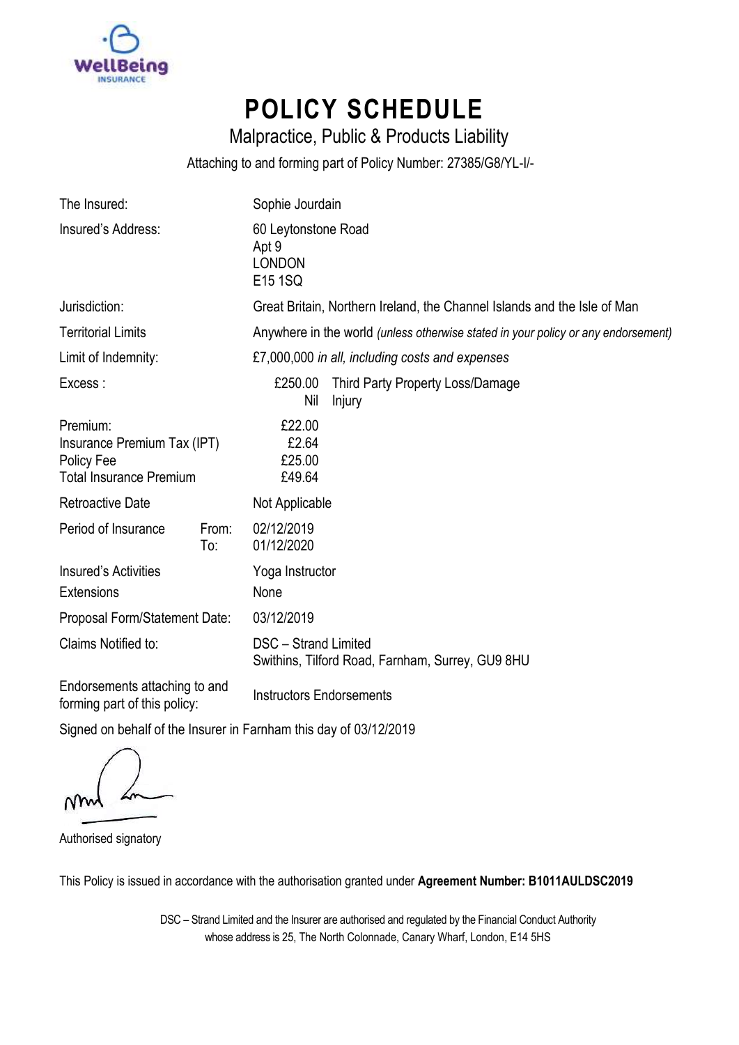# POLICY SCHEDULE

## Malpractice, Public & Products Liability

Attaching to and forming part of Policy Number: 27385/G8/YL-I/-

| | | |
|---|---|---|
| The Insured: | | Sophie Jourdain |
| Insured's Address: | | 60 Leytonstone Road<br>Apt 9<br>LONDON<br>E15 1SQ |
| Jurisdiction: | | Great Britain, Northern Ireland, the Channel Islands and the Isle of Man |
| Territorial Limits | | Anywhere in the world *(unless otherwise stated in your policy or any endorsement)* |
| Limit of Indemnity: | | £7,000,000 *in all, including costs and expenses* |
| Excess : | | £250.00 Third Party Property Loss/Damage<br>Nil Injury |
| Premium:<br>Insurance Premium Tax (IPT)<br>Policy Fee<br>Total Insurance Premium | | £22.00<br>£2.64<br>£25.00<br>£49.64 |
| Retroactive Date | | Not Applicable |
| Period of Insurance | From:<br>To: | 02/12/2019<br>01/12/2020 |
| Insured's Activities | | Yoga Instructor |
| Extensions | | None |
| Proposal Form/Statement Date: | | 03/12/2019 |
| Claims Notified to: | | DSC – Strand Limited<br>Swithins, Tilford Road, Farnham, Surrey, GU9 8HU |
| Endorsements attaching to and forming part of this policy: | | Instructors Endorsements |

Signed on behalf of the Insurer in Farnham this day of 03/12/2019

Authorised signatory

This Policy is issued in accordance with the authorisation granted under **Agreement Number: B1011AULDSC2019**

DSC – Strand Limited and the Insurer are authorised and regulated by the Financial Conduct Authority whose address is 25, The North Colonnade, Canary Wharf, London, E14 5HS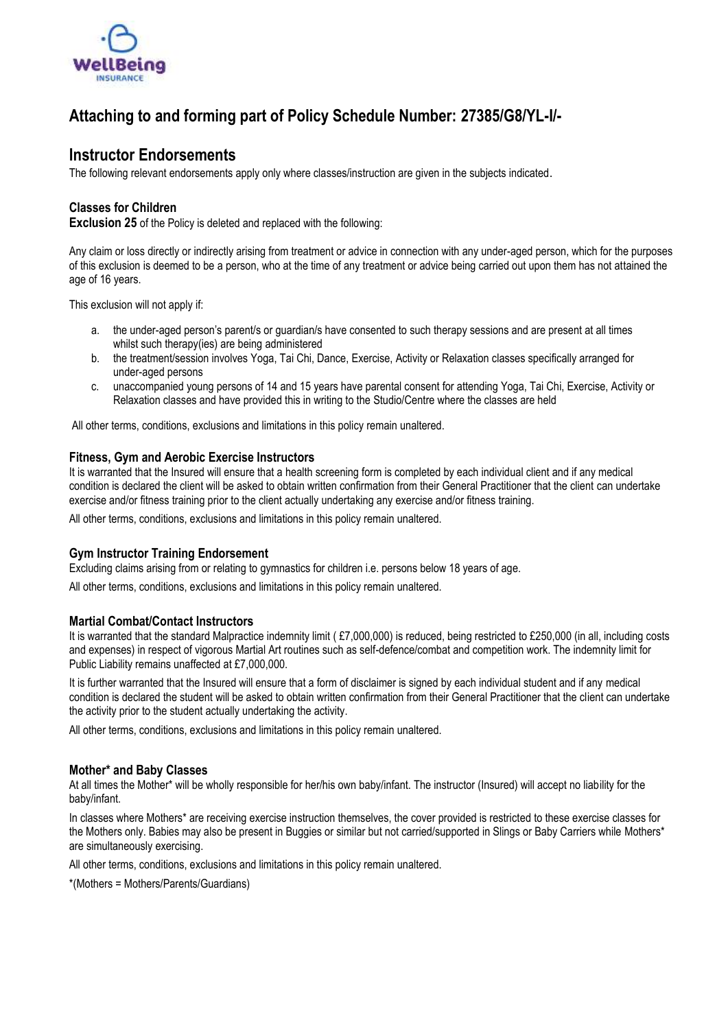## Attaching to and forming part of Policy Schedule Number: 27385/G8/YL-I/-

## Instructor Endorsements

The following relevant endorsements apply only where classes/instruction are given in the subjects indicated.

### Classes for Children

**Exclusion 25** of the Policy is deleted and replaced with the following:

Any claim or loss directly or indirectly arising from treatment or advice in connection with any under-aged person, which for the purposes of this exclusion is deemed to be a person, who at the time of any treatment or advice being carried out upon them has not attained the age of 16 years.

This exclusion will not apply if:

a. the under-aged person's parent/s or guardian/s have consented to such therapy sessions and are present at all times whilst such therapy(ies) are being administered
b. the treatment/session involves Yoga, Tai Chi, Dance, Exercise, Activity or Relaxation classes specifically arranged for under-aged persons
c. unaccompanied young persons of 14 and 15 years have parental consent for attending Yoga, Tai Chi, Exercise, Activity or Relaxation classes and have provided this in writing to the Studio/Centre where the classes are held

All other terms, conditions, exclusions and limitations in this policy remain unaltered.

### Fitness, Gym and Aerobic Exercise Instructors

It is warranted that the Insured will ensure that a health screening form is completed by each individual client and if any medical condition is declared the client will be asked to obtain written confirmation from their General Practitioner that the client can undertake exercise and/or fitness training prior to the client actually undertaking any exercise and/or fitness training.

All other terms, conditions, exclusions and limitations in this policy remain unaltered.

### Gym Instructor Training Endorsement

Excluding claims arising from or relating to gymnastics for children i.e. persons below 18 years of age.

All other terms, conditions, exclusions and limitations in this policy remain unaltered.

### Martial Combat/Contact Instructors

It is warranted that the standard Malpractice indemnity limit ( £7,000,000) is reduced, being restricted to £250,000 (in all, including costs and expenses) in respect of vigorous Martial Art routines such as self-defence/combat and competition work. The indemnity limit for Public Liability remains unaffected at £7,000,000.

It is further warranted that the Insured will ensure that a form of disclaimer is signed by each individual student and if any medical condition is declared the student will be asked to obtain written confirmation from their General Practitioner that the client can undertake the activity prior to the student actually undertaking the activity.

All other terms, conditions, exclusions and limitations in this policy remain unaltered.

### Mother* and Baby Classes

At all times the Mother* will be wholly responsible for her/his own baby/infant. The instructor (Insured) will accept no liability for the baby/infant.

In classes where Mothers* are receiving exercise instruction themselves, the cover provided is restricted to these exercise classes for the Mothers only. Babies may also be present in Buggies or similar but not carried/supported in Slings or Baby Carriers while Mothers* are simultaneously exercising.

All other terms, conditions, exclusions and limitations in this policy remain unaltered.

*(Mothers = Mothers/Parents/Guardians)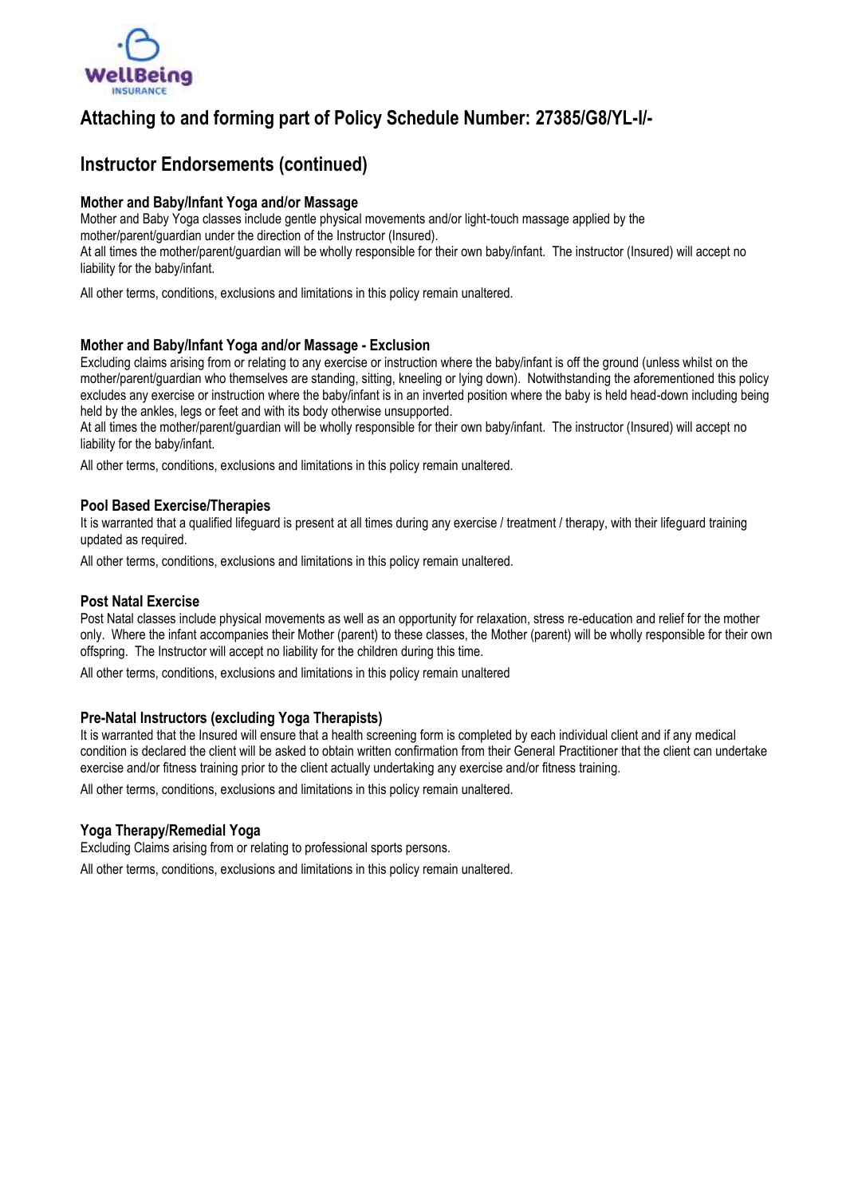## Attaching to and forming part of Policy Schedule Number: 27385/G8/YL-I/-

## Instructor Endorsements (continued)

### Mother and Baby/Infant Yoga and/or Massage

Mother and Baby Yoga classes include gentle physical movements and/or light-touch massage applied by the mother/parent/guardian under the direction of the Instructor (Insured).

At all times the mother/parent/guardian will be wholly responsible for their own baby/infant. The instructor (Insured) will accept no liability for the baby/infant.

All other terms, conditions, exclusions and limitations in this policy remain unaltered.

### Mother and Baby/Infant Yoga and/or Massage - Exclusion

Excluding claims arising from or relating to any exercise or instruction where the baby/infant is off the ground (unless whilst on the mother/parent/guardian who themselves are standing, sitting, kneeling or lying down). Notwithstanding the aforementioned this policy excludes any exercise or instruction where the baby/infant is in an inverted position where the baby is held head-down including being held by the ankles, legs or feet and with its body otherwise unsupported.

At all times the mother/parent/guardian will be wholly responsible for their own baby/infant. The instructor (Insured) will accept no liability for the baby/infant.

All other terms, conditions, exclusions and limitations in this policy remain unaltered.

### Pool Based Exercise/Therapies

It is warranted that a qualified lifeguard is present at all times during any exercise / treatment / therapy, with their lifeguard training updated as required.

All other terms, conditions, exclusions and limitations in this policy remain unaltered.

### Post Natal Exercise

Post Natal classes include physical movements as well as an opportunity for relaxation, stress re-education and relief for the mother only. Where the infant accompanies their Mother (parent) to these classes, the Mother (parent) will be wholly responsible for their own offspring. The Instructor will accept no liability for the children during this time.

All other terms, conditions, exclusions and limitations in this policy remain unaltered

### Pre-Natal Instructors (excluding Yoga Therapists)

It is warranted that the Insured will ensure that a health screening form is completed by each individual client and if any medical condition is declared the client will be asked to obtain written confirmation from their General Practitioner that the client can undertake exercise and/or fitness training prior to the client actually undertaking any exercise and/or fitness training.

All other terms, conditions, exclusions and limitations in this policy remain unaltered.

### Yoga Therapy/Remedial Yoga

Excluding Claims arising from or relating to professional sports persons.

All other terms, conditions, exclusions and limitations in this policy remain unaltered.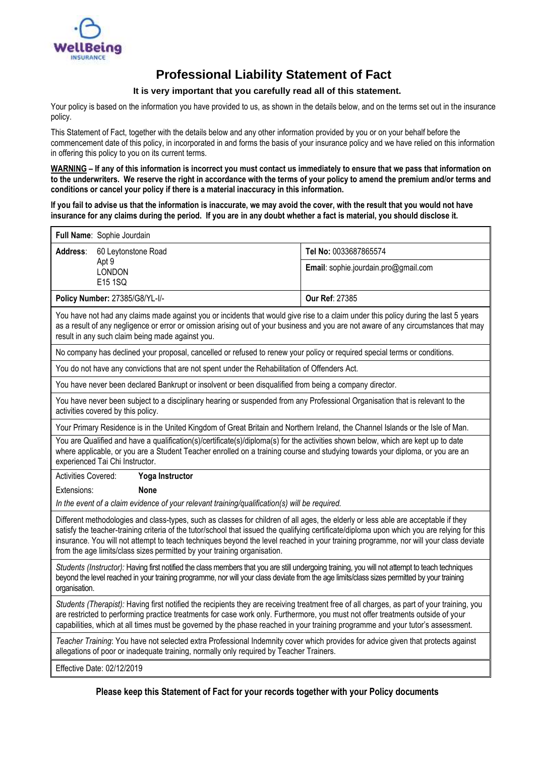# Professional Liability Statement of Fact

**It is very important that you carefully read all of this statement.**

Your policy is based on the information you have provided to us, as shown in the details below, and on the terms set out in the insurance policy.

This Statement of Fact, together with the details below and any other information provided by you or on your behalf before the commencement date of this policy, in incorporated in and forms the basis of your insurance policy and we have relied on this information in offering this policy to you on its current terms.

**WARNING – If any of this information is incorrect you must contact us immediately to ensure that we pass that information on to the underwriters. We reserve the right in accordance with the terms of your policy to amend the premium and/or terms and conditions or cancel your policy if there is a material inaccuracy in this information.**

**If you fail to advise us that the information is inaccurate, we may avoid the cover, with the result that you would not have insurance for any claims during the period. If you are in any doubt whether a fact is material, you should disclose it.**

| | |
|---|---|
| **Full Name**: Sophie Jourdain | |
| **Address**: 60 Leytonstone Road<br>Apt 9<br>LONDON<br>E15 1SQ | **Tel No:** 0033687865574<br>**Email**: sophie.jourdain.pro@gmail.com |
| **Policy Number:** 27385/G8/YL-I/- | **Our Ref**: 27385 |

You have not had any claims made against you or incidents that would give rise to a claim under this policy during the last 5 years as a result of any negligence or error or omission arising out of your business and you are not aware of any circumstances that may result in any such claim being made against you.

No company has declined your proposal, cancelled or refused to renew your policy or required special terms or conditions.

You do not have any convictions that are not spent under the Rehabilitation of Offenders Act.

You have never been declared Bankrupt or insolvent or been disqualified from being a company director.

You have never been subject to a disciplinary hearing or suspended from any Professional Organisation that is relevant to the activities covered by this policy.

Your Primary Residence is in the United Kingdom of Great Britain and Northern Ireland, the Channel Islands or the Isle of Man.

You are Qualified and have a qualification(s)/certificate(s)/diploma(s) for the activities shown below, which are kept up to date where applicable, or you are a Student Teacher enrolled on a training course and studying towards your diploma, or you are an experienced Tai Chi Instructor.

Activities Covered: **Yoga Instructor**

Extensions: **None**

*In the event of a claim evidence of your relevant training/qualification(s) will be required.*

Different methodologies and class-types, such as classes for children of all ages, the elderly or less able are acceptable if they satisfy the teacher-training criteria of the tutor/school that issued the qualifying certificate/diploma upon which you are relying for this insurance. You will not attempt to teach techniques beyond the level reached in your training programme, nor will your class deviate from the age limits/class sizes permitted by your training organisation.

*Students (Instructor):* Having first notified the class members that you are still undergoing training, you will not attempt to teach techniques beyond the level reached in your training programme, nor will your class deviate from the age limits/class sizes permitted by your training organisation.

*Students (Therapist):* Having first notified the recipients they are receiving treatment free of all charges, as part of your training, you are restricted to performing practice treatments for case work only. Furthermore, you must not offer treatments outside of your capabilities, which at all times must be governed by the phase reached in your training programme and your tutor's assessment.

*Teacher Training*: You have not selected extra Professional Indemnity cover which provides for advice given that protects against allegations of poor or inadequate training, normally only required by Teacher Trainers.

Effective Date: 02/12/2019

**Please keep this Statement of Fact for your records together with your Policy documents**